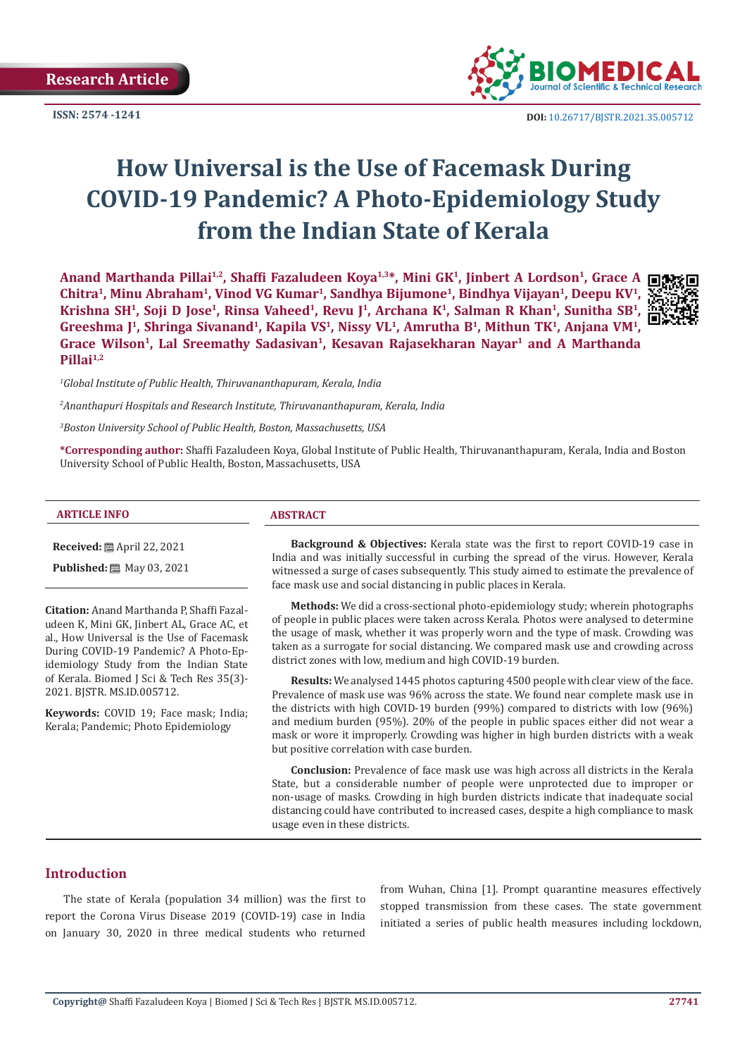Research Article

ISSN: 2574 -1241

DOI: 10.26717/BJSTR.2021.35.005712

# How Universal is the Use of Facemask During COVID-19 Pandemic? A Photo-Epidemiology Study from the Indian State of Kerala

**Anand Marthanda Pillai[1,2], Shaffi Fazaludeen Koya[1,3]*, Mini GK[1], Jinbert A Lordson[1], Grace A Chitra[1], Minu Abraham[1], Vinod VG Kumar[1], Sandhya Bijumone[1], Bindhya Vijayan[1], Deepu KV[1], Krishna SH[1], Soji D Jose[1], Rinsa Vaheed[1], Revu J[1], Archana K[1], Salman R Khan[1], Sunitha SB[1], Greeshma J[1], Shringa Sivanand[1], Kapila VS[1], Nissy VL[1], Amrutha B[1], Mithun TK[1], Anjana VM[1], Grace Wilson[1], Lal Sreemathy Sadasivan[1], Kesavan Rajasekharan Nayar[1] and A Marthanda Pillai[1,2]**

[1]*Global Institute of Public Health, Thiruvananthapuram, Kerala, India*

[2]*Ananthapuri Hospitals and Research Institute, Thiruvananthapuram, Kerala, India*

[3]*Boston University School of Public Health, Boston, Massachusetts, USA*

**\*Corresponding author:** Shaffi Fazaludeen Koya, Global Institute of Public Health, Thiruvananthapuram, Kerala, India and Boston University School of Public Health, Boston, Massachusetts, USA

### ARTICLE INFO

**Received:** April 22, 2021

**Published:** May 03, 2021

**Citation:** Anand Marthanda P, Shaffi Fazaludeen K, Mini GK, Jinbert AL, Grace AC, et al., How Universal is the Use of Facemask During COVID-19 Pandemic? A Photo-Epidemiology Study from the Indian State of Kerala. Biomed J Sci & Tech Res 35(3)-2021. BJSTR. MS.ID.005712.

**Keywords:** COVID 19; Face mask; India; Kerala; Pandemic; Photo Epidemiology

### ABSTRACT

**Background & Objectives:** Kerala state was the first to report COVID-19 case in India and was initially successful in curbing the spread of the virus. However, Kerala witnessed a surge of cases subsequently. This study aimed to estimate the prevalence of face mask use and social distancing in public places in Kerala.

**Methods:** We did a cross-sectional photo-epidemiology study; wherein photographs of people in public places were taken across Kerala. Photos were analysed to determine the usage of mask, whether it was properly worn and the type of mask. Crowding was taken as a surrogate for social distancing. We compared mask use and crowding across district zones with low, medium and high COVID-19 burden.

**Results:** We analysed 1445 photos capturing 4500 people with clear view of the face. Prevalence of mask use was 96% across the state. We found near complete mask use in the districts with high COVID-19 burden (99%) compared to districts with low (96%) and medium burden (95%). 20% of the people in public spaces either did not wear a mask or wore it improperly. Crowding was higher in high burden districts with a weak but positive correlation with case burden.

**Conclusion:** Prevalence of face mask use was high across all districts in the Kerala State, but a considerable number of people were unprotected due to improper or non-usage of masks. Crowding in high burden districts indicate that inadequate social distancing could have contributed to increased cases, despite a high compliance to mask usage even in these districts.

## Introduction

The state of Kerala (population 34 million) was the first to report the Corona Virus Disease 2019 (COVID-19) case in India on January 30, 2020 in three medical students who returned from Wuhan, China [1]. Prompt quarantine measures effectively stopped transmission from these cases. The state government initiated a series of public health measures including lockdown,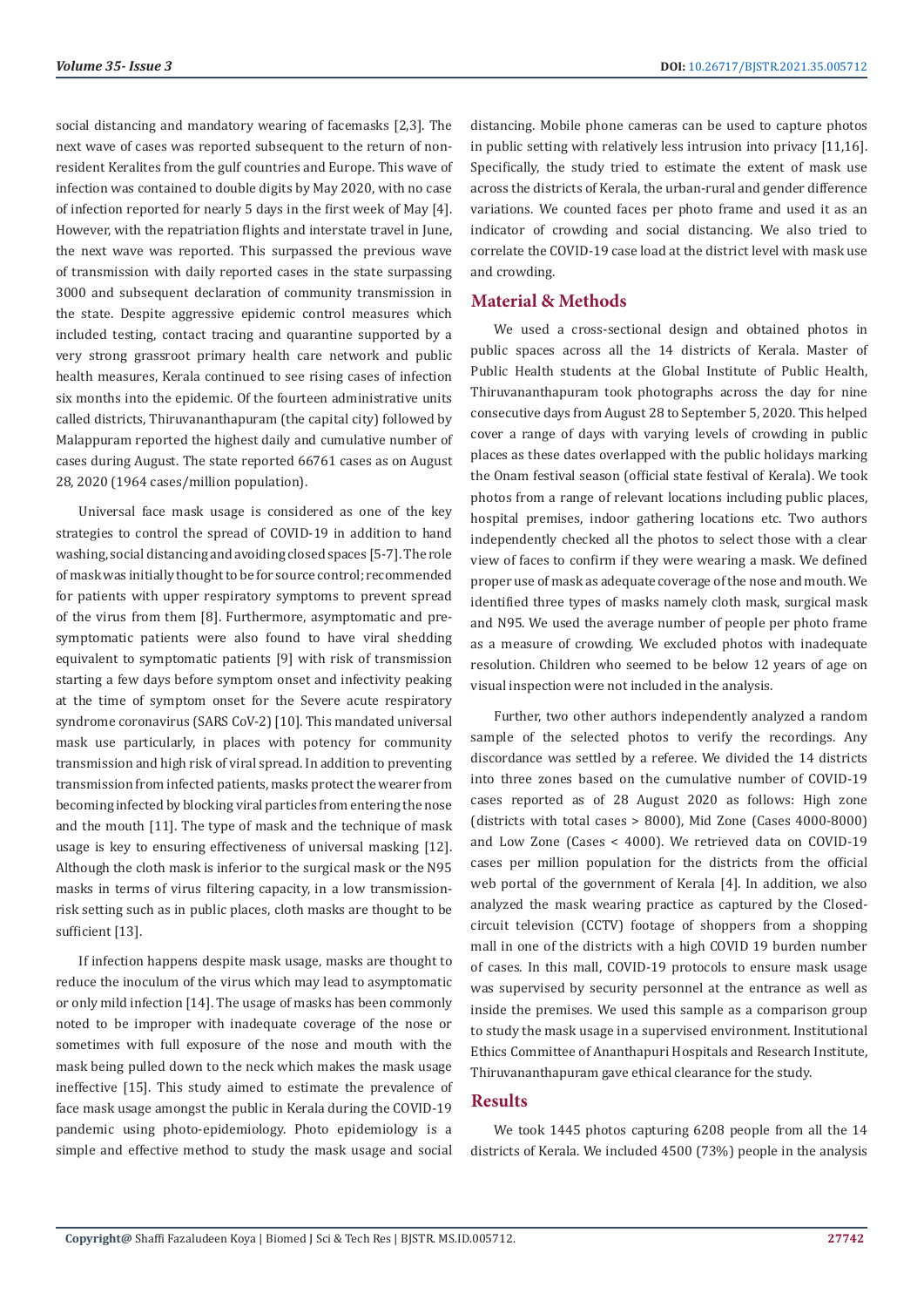social distancing and mandatory wearing of facemasks [2,3]. The next wave of cases was reported subsequent to the return of non-resident Keralites from the gulf countries and Europe. This wave of infection was contained to double digits by May 2020, with no case of infection reported for nearly 5 days in the first week of May [4]. However, with the repatriation flights and interstate travel in June, the next wave was reported. This surpassed the previous wave of transmission with daily reported cases in the state surpassing 3000 and subsequent declaration of community transmission in the state. Despite aggressive epidemic control measures which included testing, contact tracing and quarantine supported by a very strong grassroot primary health care network and public health measures, Kerala continued to see rising cases of infection six months into the epidemic. Of the fourteen administrative units called districts, Thiruvananthapuram (the capital city) followed by Malappuram reported the highest daily and cumulative number of cases during August. The state reported 66761 cases as on August 28, 2020 (1964 cases/million population).

Universal face mask usage is considered as one of the key strategies to control the spread of COVID-19 in addition to hand washing, social distancing and avoiding closed spaces [5-7]. The role of mask was initially thought to be for source control; recommended for patients with upper respiratory symptoms to prevent spread of the virus from them [8]. Furthermore, asymptomatic and pre-symptomatic patients were also found to have viral shedding equivalent to symptomatic patients [9] with risk of transmission starting a few days before symptom onset and infectivity peaking at the time of symptom onset for the Severe acute respiratory syndrome coronavirus (SARS CoV-2) [10]. This mandated universal mask use particularly, in places with potency for community transmission and high risk of viral spread. In addition to preventing transmission from infected patients, masks protect the wearer from becoming infected by blocking viral particles from entering the nose and the mouth [11]. The type of mask and the technique of mask usage is key to ensuring effectiveness of universal masking [12]. Although the cloth mask is inferior to the surgical mask or the N95 masks in terms of virus filtering capacity, in a low transmission-risk setting such as in public places, cloth masks are thought to be sufficient [13].

If infection happens despite mask usage, masks are thought to reduce the inoculum of the virus which may lead to asymptomatic or only mild infection [14]. The usage of masks has been commonly noted to be improper with inadequate coverage of the nose or sometimes with full exposure of the nose and mouth with the mask being pulled down to the neck which makes the mask usage ineffective [15]. This study aimed to estimate the prevalence of face mask usage amongst the public in Kerala during the COVID-19 pandemic using photo-epidemiology. Photo epidemiology is a simple and effective method to study the mask usage and social distancing. Mobile phone cameras can be used to capture photos in public setting with relatively less intrusion into privacy [11,16]. Specifically, the study tried to estimate the extent of mask use across the districts of Kerala, the urban-rural and gender difference variations. We counted faces per photo frame and used it as an indicator of crowding and social distancing. We also tried to correlate the COVID-19 case load at the district level with mask use and crowding.

## Material & Methods

We used a cross-sectional design and obtained photos in public spaces across all the 14 districts of Kerala. Master of Public Health students at the Global Institute of Public Health, Thiruvananthapuram took photographs across the day for nine consecutive days from August 28 to September 5, 2020. This helped cover a range of days with varying levels of crowding in public places as these dates overlapped with the public holidays marking the Onam festival season (official state festival of Kerala). We took photos from a range of relevant locations including public places, hospital premises, indoor gathering locations etc. Two authors independently checked all the photos to select those with a clear view of faces to confirm if they were wearing a mask. We defined proper use of mask as adequate coverage of the nose and mouth. We identified three types of masks namely cloth mask, surgical mask and N95. We used the average number of people per photo frame as a measure of crowding. We excluded photos with inadequate resolution. Children who seemed to be below 12 years of age on visual inspection were not included in the analysis.

Further, two other authors independently analyzed a random sample of the selected photos to verify the recordings. Any discordance was settled by a referee. We divided the 14 districts into three zones based on the cumulative number of COVID-19 cases reported as of 28 August 2020 as follows: High zone (districts with total cases > 8000), Mid Zone (Cases 4000-8000) and Low Zone (Cases < 4000). We retrieved data on COVID-19 cases per million population for the districts from the official web portal of the government of Kerala [4]. In addition, we also analyzed the mask wearing practice as captured by the Closed-circuit television (CCTV) footage of shoppers from a shopping mall in one of the districts with a high COVID 19 burden number of cases. In this mall, COVID-19 protocols to ensure mask usage was supervised by security personnel at the entrance as well as inside the premises. We used this sample as a comparison group to study the mask usage in a supervised environment. Institutional Ethics Committee of Ananthapuri Hospitals and Research Institute, Thiruvananthapuram gave ethical clearance for the study.

## Results

We took 1445 photos capturing 6208 people from all the 14 districts of Kerala. We included 4500 (73%) people in the analysis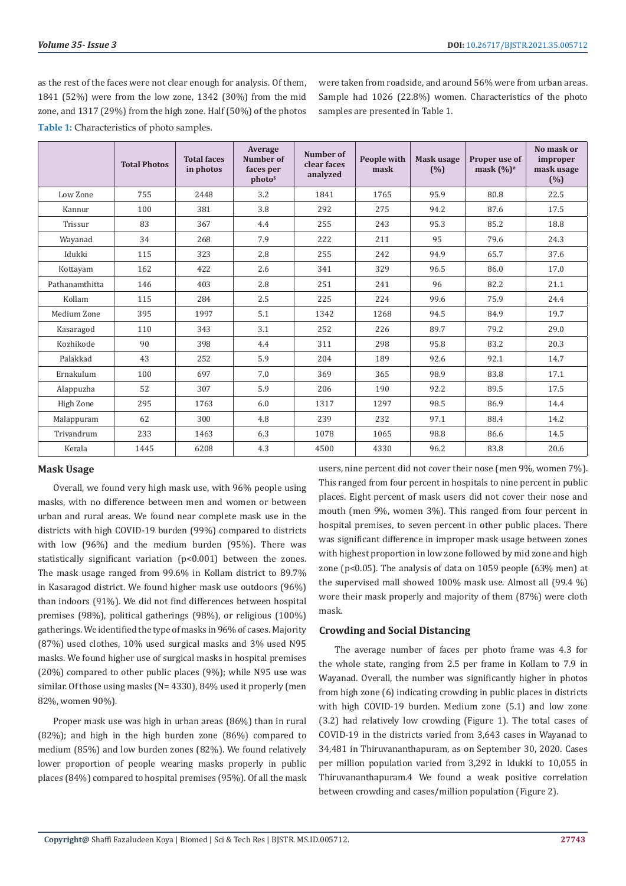as the rest of the faces were not clear enough for analysis. Of them, 1841 (52%) were from the low zone, 1342 (30%) from the mid zone, and 1317 (29%) from the high zone. Half (50%) of the photos were taken from roadside, and around 56% were from urban areas. Sample had 1026 (22.8%) women. Characteristics of the photo samples are presented in Table 1.

**Table 1:** Characteristics of photo samples.

| | Total Photos | Total faces in photos | Average Number of faces per photo$ | Number of clear faces analyzed | People with mask | Mask usage (%) | Proper use of mask (%)# | No mask or improper mask usage (%) |
|---|---|---|---|---|---|---|---|---|
| Low Zone | 755 | 2448 | 3.2 | 1841 | 1765 | 95.9 | 80.8 | 22.5 |
| Kannur | 100 | 381 | 3.8 | 292 | 275 | 94.2 | 87.6 | 17.5 |
| Trissur | 83 | 367 | 4.4 | 255 | 243 | 95.3 | 85.2 | 18.8 |
| Wayanad | 34 | 268 | 7.9 | 222 | 211 | 95 | 79.6 | 24.3 |
| Idukki | 115 | 323 | 2.8 | 255 | 242 | 94.9 | 65.7 | 37.6 |
| Kottayam | 162 | 422 | 2.6 | 341 | 329 | 96.5 | 86.0 | 17.0 |
| Pathanamthitta | 146 | 403 | 2.8 | 251 | 241 | 96 | 82.2 | 21.1 |
| Kollam | 115 | 284 | 2.5 | 225 | 224 | 99.6 | 75.9 | 24.4 |
| Medium Zone | 395 | 1997 | 5.1 | 1342 | 1268 | 94.5 | 84.9 | 19.7 |
| Kasaragod | 110 | 343 | 3.1 | 252 | 226 | 89.7 | 79.2 | 29.0 |
| Kozhikode | 90 | 398 | 4.4 | 311 | 298 | 95.8 | 83.2 | 20.3 |
| Palakkad | 43 | 252 | 5.9 | 204 | 189 | 92.6 | 92.1 | 14.7 |
| Ernakulum | 100 | 697 | 7.0 | 369 | 365 | 98.9 | 83.8 | 17.1 |
| Alappuzha | 52 | 307 | 5.9 | 206 | 190 | 92.2 | 89.5 | 17.5 |
| High Zone | 295 | 1763 | 6.0 | 1317 | 1297 | 98.5 | 86.9 | 14.4 |
| Malappuram | 62 | 300 | 4.8 | 239 | 232 | 97.1 | 88.4 | 14.2 |
| Trivandrum | 233 | 1463 | 6.3 | 1078 | 1065 | 98.8 | 86.6 | 14.5 |
| Kerala | 1445 | 6208 | 4.3 | 4500 | 4330 | 96.2 | 83.8 | 20.6 |

## Mask Usage

Overall, we found very high mask use, with 96% people using masks, with no difference between men and women or between urban and rural areas. We found near complete mask use in the districts with high COVID-19 burden (99%) compared to districts with low (96%) and the medium burden (95%). There was statistically significant variation ($p<0.001$) between the zones. The mask usage ranged from 99.6% in Kollam district to 89.7% in Kasaragod district. We found higher mask use outdoors (96%) than indoors (91%). We did not find differences between hospital premises (98%), political gatherings (98%), or religious (100%) gatherings. We identified the type of masks in 96% of cases. Majority (87%) used clothes, 10% used surgical masks and 3% used N95 masks. We found higher use of surgical masks in hospital premises (20%) compared to other public places (9%); while N95 use was similar. Of those using masks (N= 4330), 84% used it properly (men 82%, women 90%).

Proper mask use was high in urban areas (86%) than in rural (82%); and high in the high burden zone (86%) compared to medium (85%) and low burden zones (82%). We found relatively lower proportion of people wearing masks properly in public places (84%) compared to hospital premises (95%). Of all the mask users, nine percent did not cover their nose (men 9%, women 7%). This ranged from four percent in hospitals to nine percent in public places. Eight percent of mask users did not cover their nose and mouth (men 9%, women 3%). This ranged from four percent in hospital premises, to seven percent in other public places. There was significant difference in improper mask usage between zones with highest proportion in low zone followed by mid zone and high zone ($p<0.05$). The analysis of data on 1059 people (63% men) at the supervised mall showed 100% mask use. Almost all (99.4 %) wore their mask properly and majority of them (87%) were cloth mask.

## Crowding and Social Distancing

The average number of faces per photo frame was 4.3 for the whole state, ranging from 2.5 per frame in Kollam to 7.9 in Wayanad. Overall, the number was significantly higher in photos from high zone (6) indicating crowding in public places in districts with high COVID-19 burden. Medium zone (5.1) and low zone (3.2) had relatively low crowding (Figure 1). The total cases of COVID-19 in the districts varied from 3,643 cases in Wayanad to 34,481 in Thiruvananthapuram, as on September 30, 2020. Cases per million population varied from 3,292 in Idukki to 10,055 in Thiruvananthapuram.4 We found a weak positive correlation between crowding and cases/million population (Figure 2).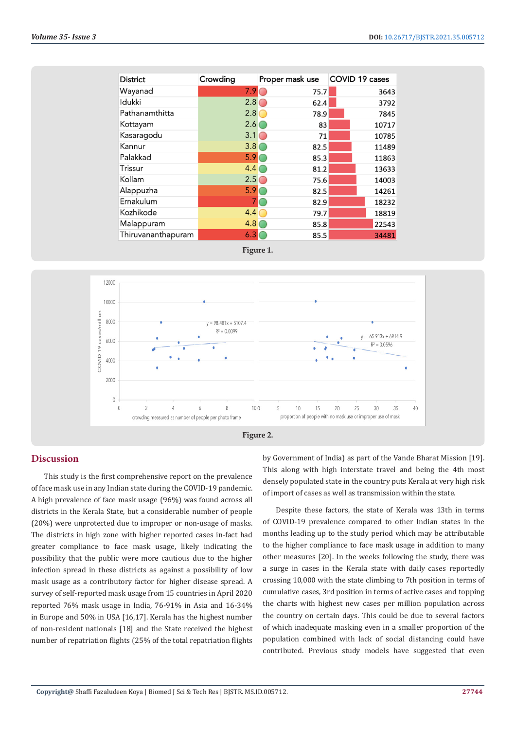| District | Crowding | Proper mask use | COVID 19 cases |
|---|---|---|---|
| Wayanad | 7.9 | 75.7 | 3643 |
| Idukki | 2.8 | 62.4 | 3792 |
| Pathanamthitta | 2.8 | 78.9 | 7845 |
| Kottayam | 2.6 | 83 | 10717 |
| Kasaragodu | 3.1 | 71 | 10785 |
| Kannur | 3.8 | 82.5 | 11489 |
| Palakkad | 5.9 | 85.3 | 11863 |
| Trissur | 4.4 | 81.2 | 13633 |
| Kollam | 2.5 | 75.6 | 14003 |
| Alappuzha | 5.9 | 82.5 | 14261 |
| Ernakulum | 7 | 82.9 | 18232 |
| Kozhikode | 4.4 | 79.7 | 18819 |
| Malappuram | 4.8 | 85.8 | 22543 |
| Thiruvananthapuram | 6.3 | 85.5 | 34481 |

Figure 1.

Figure 2.

## Discussion

This study is the first comprehensive report on the prevalence of face mask use in any Indian state during the COVID-19 pandemic. A high prevalence of face mask usage (96%) was found across all districts in the Kerala State, but a considerable number of people (20%) were unprotected due to improper or non-usage of masks. The districts in high zone with higher reported cases in-fact had greater compliance to face mask usage, likely indicating the possibility that the public were more cautious due to the higher infection spread in these districts as against a possibility of low mask usage as a contributory factor for higher disease spread. A survey of self-reported mask usage from 15 countries in April 2020 reported 76% mask usage in India, 76-91% in Asia and 16-34% in Europe and 50% in USA [16,17]. Kerala has the highest number of non-resident nationals [18] and the State received the highest number of repatriation flights (25% of the total repatriation flights by Government of India) as part of the Vande Bharat Mission [19]. This along with high interstate travel and being the 4th most densely populated state in the country puts Kerala at very high risk of import of cases as well as transmission within the state.

Despite these factors, the state of Kerala was 13th in terms of COVID-19 prevalence compared to other Indian states in the months leading up to the study period which may be attributable to the higher compliance to face mask usage in addition to many other measures [20]. In the weeks following the study, there was a surge in cases in the Kerala state with daily cases reportedly crossing 10,000 with the state climbing to 7th position in terms of cumulative cases, 3rd position in terms of active cases and topping the charts with highest new cases per million population across the country on certain days. This could be due to several factors of which inadequate masking even in a smaller proportion of the population combined with lack of social distancing could have contributed. Previous study models have suggested that even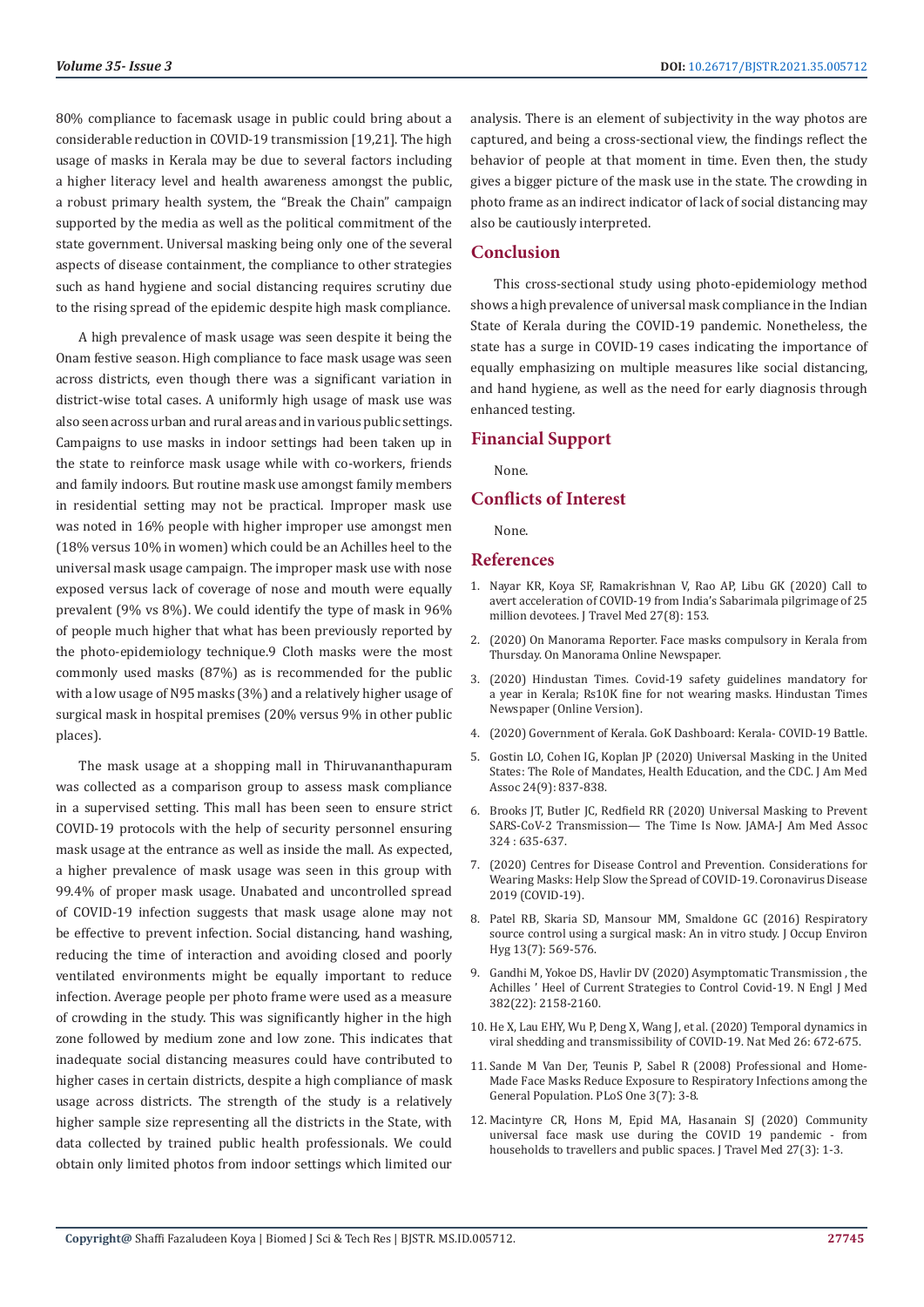80% compliance to facemask usage in public could bring about a considerable reduction in COVID-19 transmission [19,21]. The high usage of masks in Kerala may be due to several factors including a higher literacy level and health awareness amongst the public, a robust primary health system, the "Break the Chain" campaign supported by the media as well as the political commitment of the state government. Universal masking being only one of the several aspects of disease containment, the compliance to other strategies such as hand hygiene and social distancing requires scrutiny due to the rising spread of the epidemic despite high mask compliance.

A high prevalence of mask usage was seen despite it being the Onam festive season. High compliance to face mask usage was seen across districts, even though there was a significant variation in district-wise total cases. A uniformly high usage of mask use was also seen across urban and rural areas and in various public settings. Campaigns to use masks in indoor settings had been taken up in the state to reinforce mask usage while with co-workers, friends and family indoors. But routine mask use amongst family members in residential setting may not be practical. Improper mask use was noted in 16% people with higher improper use amongst men (18% versus 10% in women) which could be an Achilles heel to the universal mask usage campaign. The improper mask use with nose exposed versus lack of coverage of nose and mouth were equally prevalent (9% vs 8%). We could identify the type of mask in 96% of people much higher that what has been previously reported by the photo-epidemiology technique.9 Cloth masks were the most commonly used masks (87%) as is recommended for the public with a low usage of N95 masks (3%) and a relatively higher usage of surgical mask in hospital premises (20% versus 9% in other public places).

The mask usage at a shopping mall in Thiruvananthapuram was collected as a comparison group to assess mask compliance in a supervised setting. This mall has been seen to ensure strict COVID-19 protocols with the help of security personnel ensuring mask usage at the entrance as well as inside the mall. As expected, a higher prevalence of mask usage was seen in this group with 99.4% of proper mask usage. Unabated and uncontrolled spread of COVID-19 infection suggests that mask usage alone may not be effective to prevent infection. Social distancing, hand washing, reducing the time of interaction and avoiding closed and poorly ventilated environments might be equally important to reduce infection. Average people per photo frame were used as a measure of crowding in the study. This was significantly higher in the high zone followed by medium zone and low zone. This indicates that inadequate social distancing measures could have contributed to higher cases in certain districts, despite a high compliance of mask usage across districts. The strength of the study is a relatively higher sample size representing all the districts in the State, with data collected by trained public health professionals. We could obtain only limited photos from indoor settings which limited our analysis. There is an element of subjectivity in the way photos are captured, and being a cross-sectional view, the findings reflect the behavior of people at that moment in time. Even then, the study gives a bigger picture of the mask use in the state. The crowding in photo frame as an indirect indicator of lack of social distancing may also be cautiously interpreted.

## Conclusion

This cross-sectional study using photo-epidemiology method shows a high prevalence of universal mask compliance in the Indian State of Kerala during the COVID-19 pandemic. Nonetheless, the state has a surge in COVID-19 cases indicating the importance of equally emphasizing on multiple measures like social distancing, and hand hygiene, as well as the need for early diagnosis through enhanced testing.

## Financial Support

None.

## Conflicts of Interest

None.

## References

1. Nayar KR, Koya SF, Ramakrishnan V, Rao AP, Libu GK (2020) Call to avert acceleration of COVID-19 from India's Sabarimala pilgrimage of 25 million devotees. J Travel Med 27(8): 153.
2. (2020) On Manorama Reporter. Face masks compulsory in Kerala from Thursday. On Manorama Online Newspaper.
3. (2020) Hindustan Times. Covid-19 safety guidelines mandatory for a year in Kerala; Rs10K fine for not wearing masks. Hindustan Times Newspaper (Online Version).
4. (2020) Government of Kerala. GoK Dashboard: Kerala- COVID-19 Battle.
5. Gostin LO, Cohen IG, Koplan JP (2020) Universal Masking in the United States: The Role of Mandates, Health Education, and the CDC. J Am Med Assoc 24(9): 837-838.
6. Brooks JT, Butler JC, Redfield RR (2020) Universal Masking to Prevent SARS-CoV-2 Transmission— The Time Is Now. JAMA-J Am Med Assoc 324 : 635-637.
7. (2020) Centres for Disease Control and Prevention. Considerations for Wearing Masks: Help Slow the Spread of COVID-19. Coronavirus Disease 2019 (COVID-19).
8. Patel RB, Skaria SD, Mansour MM, Smaldone GC (2016) Respiratory source control using a surgical mask: An in vitro study. J Occup Environ Hyg 13(7): 569-576.
9. Gandhi M, Yokoe DS, Havlir DV (2020) Asymptomatic Transmission , the Achilles ' Heel of Current Strategies to Control Covid-19. N Engl J Med 382(22): 2158-2160.
10. He X, Lau EHY, Wu P, Deng X, Wang J, et al. (2020) Temporal dynamics in viral shedding and transmissibility of COVID-19. Nat Med 26: 672-675.
11. Sande M Van Der, Teunis P, Sabel R (2008) Professional and Home-Made Face Masks Reduce Exposure to Respiratory Infections among the General Population. PLoS One 3(7): 3-8.
12. Macintyre CR, Hons M, Epid MA, Hasanain SJ (2020) Community universal face mask use during the COVID 19 pandemic - from households to travellers and public spaces. J Travel Med 27(3): 1-3.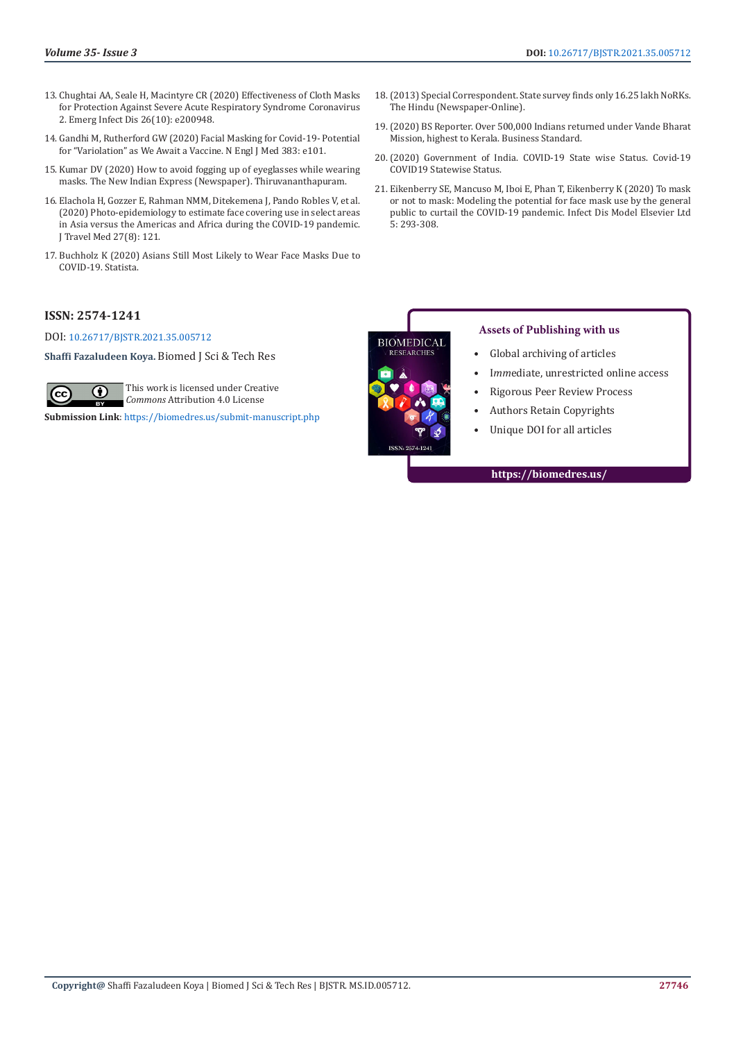13. Chughtai AA, Seale H, Macintyre CR (2020) Effectiveness of Cloth Masks for Protection Against Severe Acute Respiratory Syndrome Coronavirus 2. Emerg Infect Dis 26(10): e200948.
14. Gandhi M, Rutherford GW (2020) Facial Masking for Covid-19- Potential for "Variolation" as We Await a Vaccine. N Engl J Med 383: e101.
15. Kumar DV (2020) How to avoid fogging up of eyeglasses while wearing masks. The New Indian Express (Newspaper). Thiruvananthapuram.
16. Elachola H, Gozzer E, Rahman NMM, Ditekemena J, Pando Robles V, et al. (2020) Photo-epidemiology to estimate face covering use in select areas in Asia versus the Americas and Africa during the COVID-19 pandemic. J Travel Med 27(8): 121.
17. Buchholz K (2020) Asians Still Most Likely to Wear Face Masks Due to COVID-19. Statista.
18. (2013) Special Correspondent. State survey finds only 16.25 lakh NoRKs. The Hindu (Newspaper-Online).
19. (2020) BS Reporter. Over 500,000 Indians returned under Vande Bharat Mission, highest to Kerala. Business Standard.
20. (2020) Government of India. COVID-19 State wise Status. Covid-19 COVID19 Statewise Status.
21. Eikenberry SE, Mancuso M, Iboi E, Phan T, Eikenberry K (2020) To mask or not to mask: Modeling the potential for face mask use by the general public to curtail the COVID-19 pandemic. Infect Dis Model Elsevier Ltd 5: 293-308.

**ISSN: 2574-1241**

DOI: 10.26717/BJSTR.2021.35.005712

**Shaffi Fazaludeen Koya.** Biomed J Sci & Tech Res

This work is licensed under Creative *Commons* Attribution 4.0 License

**Submission Link**: https://biomedres.us/submit-manuscript.php

BIOMEDICAL RESEARCHES

ISSN: 2574-1241

**Assets of Publishing with us**

- Global archiving of articles
- Immediate, unrestricted online access
- Rigorous Peer Review Process
- Authors Retain Copyrights
- Unique DOI for all articles

**https://biomedres.us/**